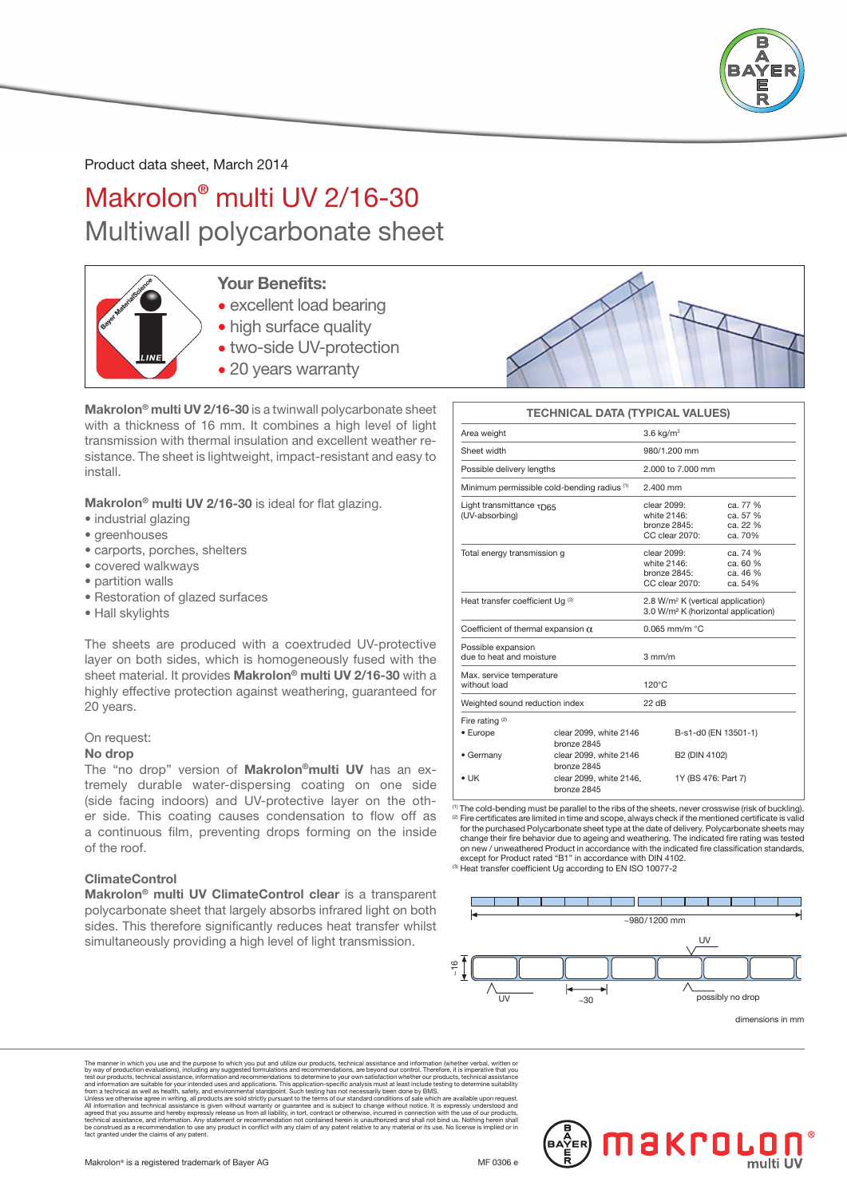Product data sheet, March 2014

# Makrolon® multi UV 2/16-30

## Multiwall polycarbonate sheet

### Your Benefits:

- excellent load bearing
- high surface quality
- two-side UV-protection
- 20 years warranty

**Makrolon® multi UV 2/16-30** is a twinwall polycarbonate sheet with a thickness of 16 mm. It combines a high level of light transmission with thermal insulation and excellent weather resistance. The sheet is lightweight, impact-resistant and easy to install.

**Makrolon® multi UV 2/16-30** is ideal for flat glazing.

- industrial glazing
- greenhouses
- carports, porches, shelters
- covered walkways
- partition walls
- Restoration of glazed surfaces
- Hall skylights

The sheets are produced with a coextruded UV-protective layer on both sides, which is homogeneously fused with the sheet material. It provides **Makrolon® multi UV 2/16-30** with a highly effective protection against weathering, guaranteed for 20 years.

On request:

**No drop**

The "no drop" version of **Makrolon®multi UV** has an extremely durable water-dispersing coating on one side (side facing indoors) and UV-protective layer on the other side. This coating causes condensation to flow off as a continuous film, preventing drops forming on the inside of the roof.

**ClimateControl**

**Makrolon® multi UV ClimateControl clear** is a transparent polycarbonate sheet that largely absorbs infrared light on both sides. This therefore significantly reduces heat transfer whilst simultaneously providing a high level of light transmission.

| TECHNICAL DATA (TYPICAL VALUES) | | |
|---|---|---|
| Area weight | 3.6 kg/m² | |
| Sheet width | 980/1.200 mm | |
| Possible delivery lengths | 2.000 to 7.000 mm | |
| Minimum permissible cold-bending radius [1] | 2.400 mm | |
| Light transmittance $\tau_{D65}$ (UV-absorbing) | clear 2099:<br>white 2146:<br>bronze 2845:<br>CC clear 2070: | ca. 77 %<br>ca. 57 %<br>ca. 22 %<br>ca. 70% |
| Total energy transmission g | clear 2099:<br>white 2146:<br>bronze 2845:<br>CC clear 2070: | ca. 74 %<br>ca. 60 %<br>ca. 46 %<br>ca. 54% |
| Heat transfer coefficient Ug [3] | 2.8 W/m² K (vertical application)<br>3.0 W/m² K (horizontal application) | |
| Coefficient of thermal expansion $\alpha$ | 0.065 mm/m °C | |
| Possible expansion due to heat and moisture | 3 mm/m | |
| Max. service temperature without load | 120°C | |
| Weighted sound reduction index | 22 dB | |
| Fire rating [2]<br>• Europe | clear 2099, white 2146 bronze 2845 | B-s1-d0 (EN 13501-1) |
| • Germany | clear 2099, white 2146 bronze 2845 | B2 (DIN 4102) |
| • UK | clear 2099, white 2146, bronze 2845 | 1Y (BS 476: Part 7) |

[1] The cold-bending must be parallel to the ribs of the sheets, never crosswise (risk of buckling).
[2] Fire certificates are limited in time and scope, always check if the mentioned certificate is valid for the purchased Polycarbonate sheet type at the date of delivery. Polycarbonate sheets may change their fire behavior due to ageing and weathering. The indicated fire rating was tested on new / unweathered Product in accordance with the indicated fire classification standards, except for Product rated "B1" in accordance with DIN 4102.
[3] Heat transfer coefficient Ug according to EN ISO 10077-2

~980/1200 mm; ~16; ~30; UV; UV; possibly no drop

dimensions in mm

The manner in which you use and the purpose to which you put and utilize our products, technical assistance and information (whether verbal, written or by way of production evaluations), including any suggested formulations and recommendations, are beyond our control. Therefore, it is imperative that you test our products, technical assistance, information and recommendations to determine to your own satisfaction whether our products, technical assistance and information are suitable for your intended uses and applications. This application-specific analysis must at least include testing to determine suitability from a technical as well as health, safety, and environmental standpoint. Such testing has not necessarily been done by BMS.
Unless we otherwise agree in writing, all products are sold strictly pursuant to the terms of our standard conditions of sale which are available upon request. All information and technical assistance is given without warranty or guarantee and is subject to change without notice. It is expressly understood and agreed that you assume and hereby expressly release us from all liability, in tort, contract or otherwise, incurred in connection with the use of our products, technical assistance, and information. Any statement or recommendation not contained herein is unauthorized and shall not bind us. Nothing herein shall be construed as a recommendation to use any product in conflict with any claim of any patent relative to any material or its use. No license is implied or in fact granted under the claims of any patent.

Makrolon® is a registered trademark of Bayer AG

MF 0306 e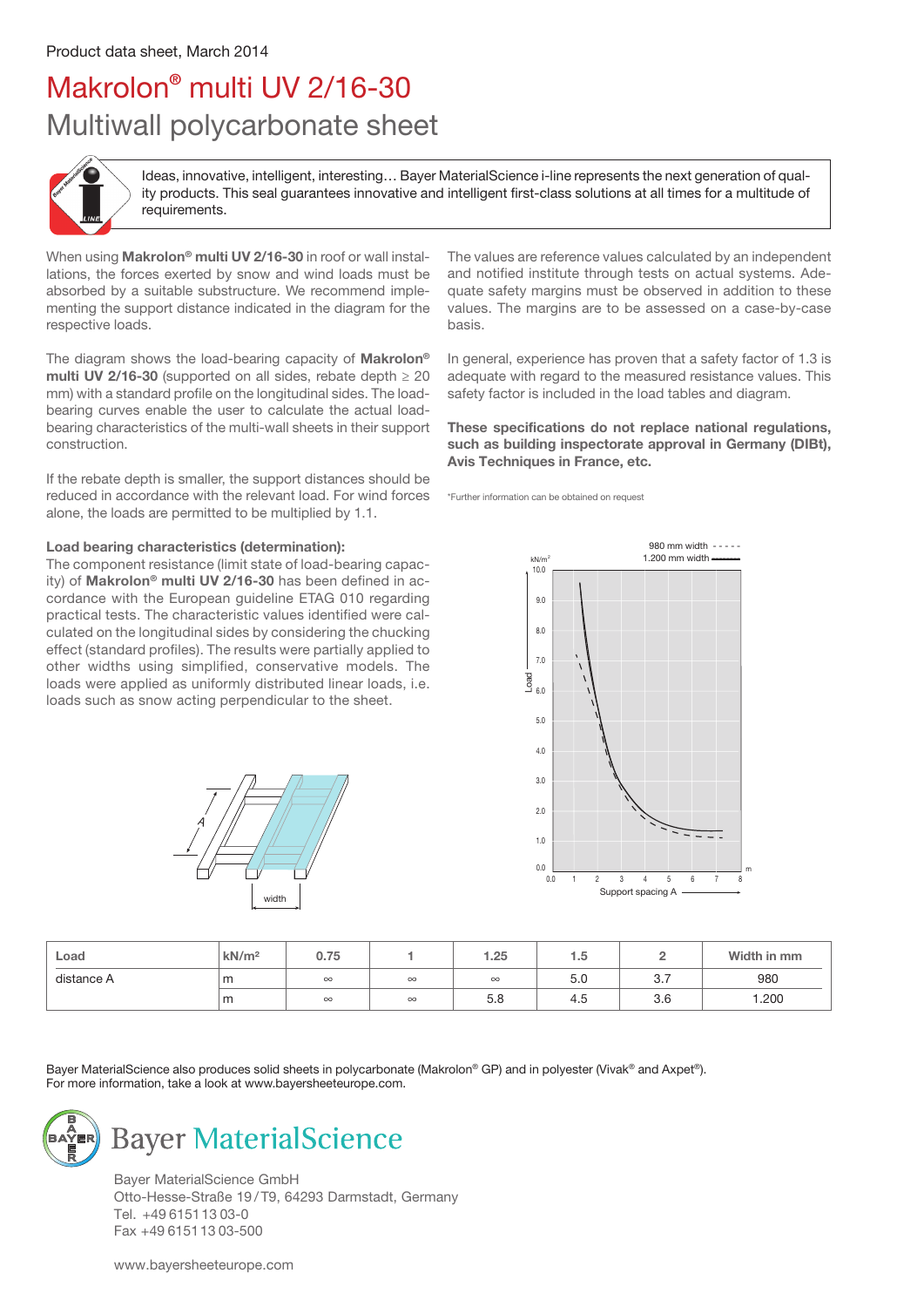Product data sheet, March 2014

# Makrolon® multi UV 2/16-30

## Multiwall polycarbonate sheet

Ideas, innovative, intelligent, interesting… Bayer MaterialScience i-line represents the next generation of quality products. This seal guarantees innovative and intelligent first-class solutions at all times for a multitude of requirements.

When using **Makrolon® multi UV 2/16-30** in roof or wall installations, the forces exerted by snow and wind loads must be absorbed by a suitable substructure. We recommend implementing the support distance indicated in the diagram for the respective loads.

The diagram shows the load-bearing capacity of **Makrolon® multi UV 2/16-30** (supported on all sides, rebate depth ≥ 20 mm) with a standard profile on the longitudinal sides. The load-bearing curves enable the user to calculate the actual load-bearing characteristics of the multi-wall sheets in their support construction.

If the rebate depth is smaller, the support distances should be reduced in accordance with the relevant load. For wind forces alone, the loads are permitted to be multiplied by 1.1.

**Load bearing characteristics (determination):**
The component resistance (limit state of load-bearing capacity) of **Makrolon® multi UV 2/16-30** has been defined in accordance with the European guideline ETAG 010 regarding practical tests. The characteristic values identified were calculated on the longitudinal sides by considering the chucking effect (standard profiles). The results were partially applied to other widths using simplified, conservative models. The loads were applied as uniformly distributed linear loads, i.e. loads such as snow acting perpendicular to the sheet.

The values are reference values calculated by an independent and notified institute through tests on actual systems. Adequate safety margins must be observed in addition to these values. The margins are to be assessed on a case-by-case basis.

In general, experience has proven that a safety factor of 1.3 is adequate with regard to the measured resistance values. This safety factor is included in the load tables and diagram.

**These specifications do not replace national regulations, such as building inspectorate approval in Germany (DIBt), Avis Techniques in France, etc.**

*Further information can be obtained on request

A

width

980 mm width
1.200 mm width
kN/m²
Load
10.0
9.0
8.0
7.0
6.0
5.0
4.0
3.0
2.0
1.0
0.0
0.0 1 2 3 4 5 6 7 8
m
Support spacing A

| Load | kN/m² | 0.75 | 1 | 1.25 | 1.5 | 2 | Width in mm |
|---|---|---|---|---|---|---|---|
| distance A | m | ∞ | ∞ | ∞ | 5.0 | 3.7 | 980 |
| | m | ∞ | ∞ | 5.8 | 4.5 | 3.6 | 1.200 |

Bayer MaterialScience also produces solid sheets in polycarbonate (Makrolon® GP) and in polyester (Vivak® and Axpet®).
For more information, take a look at www.bayersheeteurope.com.

Bayer MaterialScience

Bayer MaterialScience GmbH
Otto-Hesse-Straße 19 / T9, 64293 Darmstadt, Germany
Tel. +49 6151 13 03-0
Fax +49 6151 13 03-500

www.bayersheeteurope.com